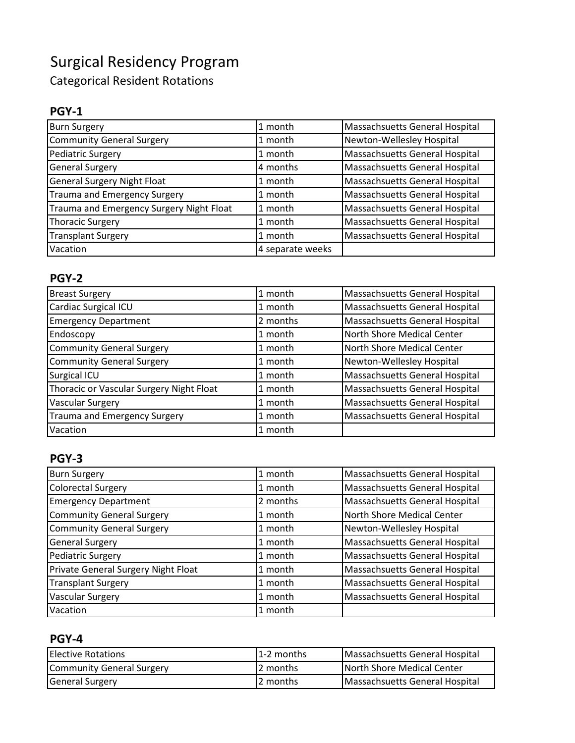# Surgical Residency Program

## Categorical Resident Rotations

### PGY-1

| | | |
|---|---|---|
| Burn Surgery | 1 month | Massachsuetts General Hospital |
| Community General Surgery | 1 month | Newton-Wellesley Hospital |
| Pediatric Surgery | 1 month | Massachsuetts General Hospital |
| General Surgery | 4 months | Massachsuetts General Hospital |
| General Surgery Night Float | 1 month | Massachsuetts General Hospital |
| Trauma and Emergency Surgery | 1 month | Massachsuetts General Hospital |
| Trauma and Emergency Surgery Night Float | 1 month | Massachsuetts General Hospital |
| Thoracic Surgery | 1 month | Massachsuetts General Hospital |
| Transplant Surgery | 1 month | Massachsuetts General Hospital |
| Vacation | 4 separate weeks | |

### PGY-2

| | | |
|---|---|---|
| Breast Surgery | 1 month | Massachsuetts General Hospital |
| Cardiac Surgical ICU | 1 month | Massachsuetts General Hospital |
| Emergency Department | 2 months | Massachsuetts General Hospital |
| Endoscopy | 1 month | North Shore Medical Center |
| Community General Surgery | 1 month | North Shore Medical Center |
| Community General Surgery | 1 month | Newton-Wellesley Hospital |
| Surgical ICU | 1 month | Massachsuetts General Hospital |
| Thoracic or Vascular Surgery Night Float | 1 month | Massachsuetts General Hospital |
| Vascular Surgery | 1 month | Massachsuetts General Hospital |
| Trauma and Emergency Surgery | 1 month | Massachsuetts General Hospital |
| Vacation | 1 month | |

### PGY-3

| | | |
|---|---|---|
| Burn Surgery | 1 month | Massachsuetts General Hospital |
| Colorectal Surgery | 1 month | Massachsuetts General Hospital |
| Emergency Department | 2 months | Massachsuetts General Hospital |
| Community General Surgery | 1 month | North Shore Medical Center |
| Community General Surgery | 1 month | Newton-Wellesley Hospital |
| General Surgery | 1 month | Massachsuetts General Hospital |
| Pediatric Surgery | 1 month | Massachsuetts General Hospital |
| Private General Surgery Night Float | 1 month | Massachsuetts General Hospital |
| Transplant Surgery | 1 month | Massachsuetts General Hospital |
| Vascular Surgery | 1 month | Massachsuetts General Hospital |
| Vacation | 1 month | |

### PGY-4

| | | |
|---|---|---|
| Elective Rotations | 1-2 months | Massachsuetts General Hospital |
| Community General Surgery | 2 months | North Shore Medical Center |
| General Surgery | 2 months | Massachsuetts General Hospital |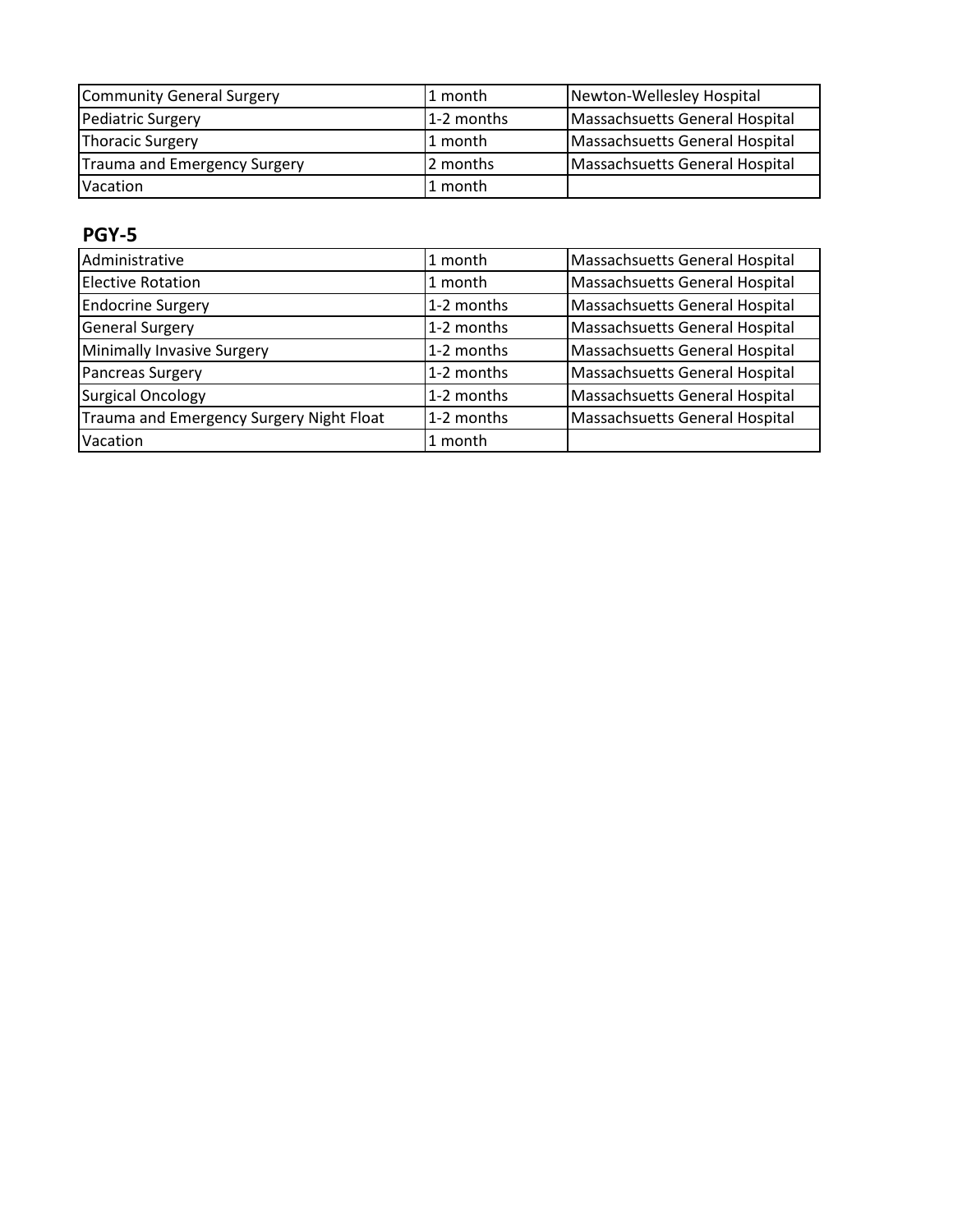| | | |
|---|---|---|
| Community General Surgery | 1 month | Newton-Wellesley Hospital |
| Pediatric Surgery | 1-2 months | Massachsuetts General Hospital |
| Thoracic Surgery | 1 month | Massachsuetts General Hospital |
| Trauma and Emergency Surgery | 2 months | Massachsuetts General Hospital |
| Vacation | 1 month | |

## PGY-5

| | | |
|---|---|---|
| Administrative | 1 month | Massachsuetts General Hospital |
| Elective Rotation | 1 month | Massachsuetts General Hospital |
| Endocrine Surgery | 1-2 months | Massachsuetts General Hospital |
| General Surgery | 1-2 months | Massachsuetts General Hospital |
| Minimally Invasive Surgery | 1-2 months | Massachsuetts General Hospital |
| Pancreas Surgery | 1-2 months | Massachsuetts General Hospital |
| Surgical Oncology | 1-2 months | Massachsuetts General Hospital |
| Trauma and Emergency Surgery Night Float | 1-2 months | Massachsuetts General Hospital |
| Vacation | 1 month | |